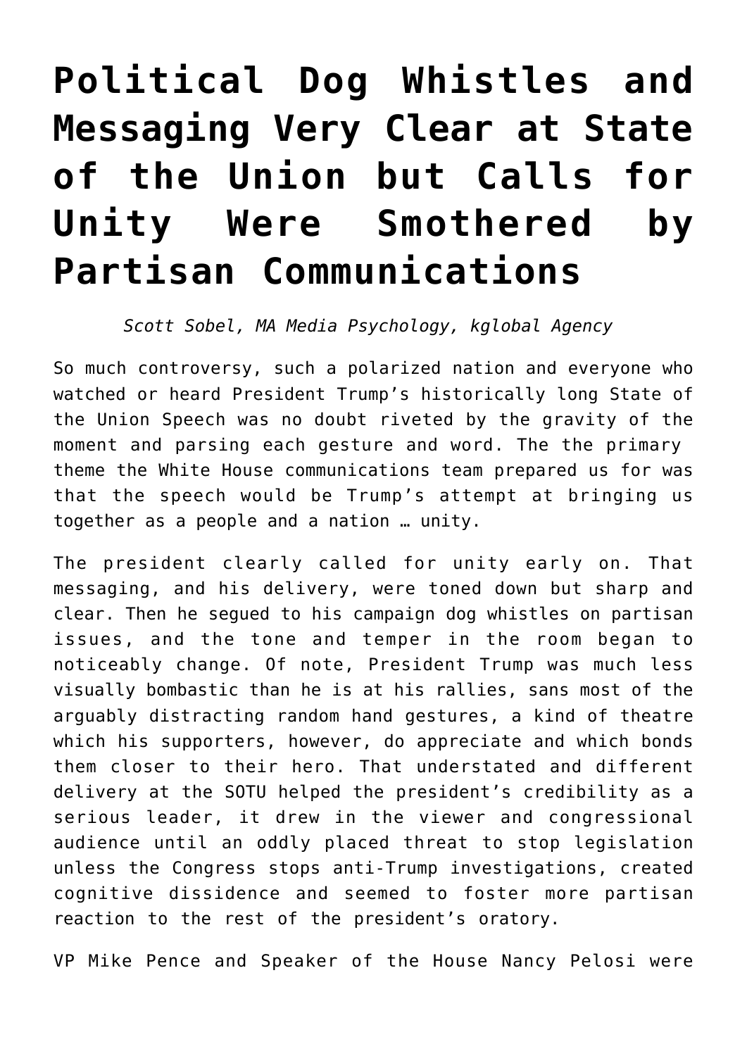# Political Dog Whistles and Messaging Very Clear at State of the Union but Calls for Unity Were Smothered by Partisan Communications

*Scott Sobel, MA Media Psychology, kglobal Agency*

So much controversy, such a polarized nation and everyone who watched or heard President Trump's historically long State of the Union Speech was no doubt riveted by the gravity of the moment and parsing each gesture and word. The the primary theme the White House communications team prepared us for was that the speech would be Trump's attempt at bringing us together as a people and a nation … unity.

The president clearly called for unity early on. That messaging, and his delivery, were toned down but sharp and clear. Then he segued to his campaign dog whistles on partisan issues, and the tone and temper in the room began to noticeably change. Of note, President Trump was much less visually bombastic than he is at his rallies, sans most of the arguably distracting random hand gestures, a kind of theatre which his supporters, however, do appreciate and which bonds them closer to their hero. That understated and different delivery at the SOTU helped the president's credibility as a serious leader, it drew in the viewer and congressional audience until an oddly placed threat to stop legislation unless the Congress stops anti-Trump investigations, created cognitive dissidence and seemed to foster more partisan reaction to the rest of the president's oratory.

VP Mike Pence and Speaker of the House Nancy Pelosi were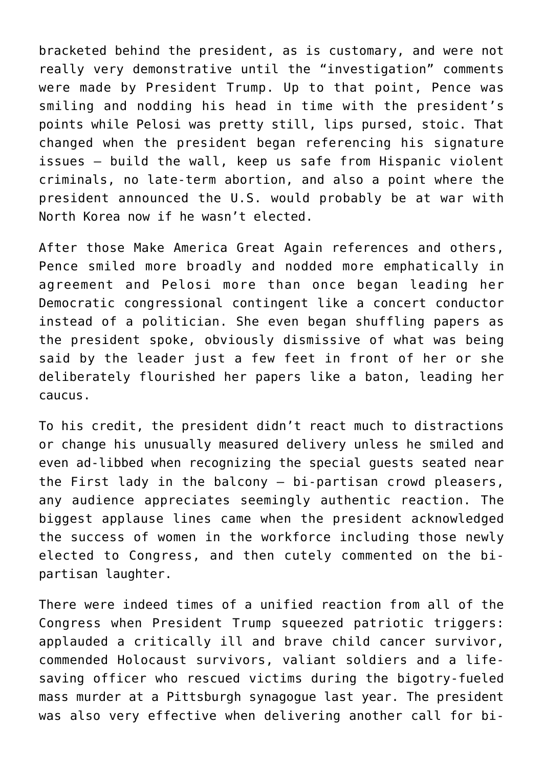bracketed behind the president, as is customary, and were not really very demonstrative until the "investigation" comments were made by President Trump. Up to that point, Pence was smiling and nodding his head in time with the president's points while Pelosi was pretty still, lips pursed, stoic. That changed when the president began referencing his signature issues – build the wall, keep us safe from Hispanic violent criminals, no late-term abortion, and also a point where the president announced the U.S. would probably be at war with North Korea now if he wasn't elected.

After those Make America Great Again references and others, Pence smiled more broadly and nodded more emphatically in agreement and Pelosi more than once began leading her Democratic congressional contingent like a concert conductor instead of a politician. She even began shuffling papers as the president spoke, obviously dismissive of what was being said by the leader just a few feet in front of her or she deliberately flourished her papers like a baton, leading her caucus.

To his credit, the president didn't react much to distractions or change his unusually measured delivery unless he smiled and even ad-libbed when recognizing the special guests seated near the First lady in the balcony – bi-partisan crowd pleasers, any audience appreciates seemingly authentic reaction. The biggest applause lines came when the president acknowledged the success of women in the workforce including those newly elected to Congress, and then cutely commented on the bi-partisan laughter.

There were indeed times of a unified reaction from all of the Congress when President Trump squeezed patriotic triggers: applauded a critically ill and brave child cancer survivor, commended Holocaust survivors, valiant soldiers and a life-saving officer who rescued victims during the bigotry-fueled mass murder at a Pittsburgh synagogue last year. The president was also very effective when delivering another call for bi-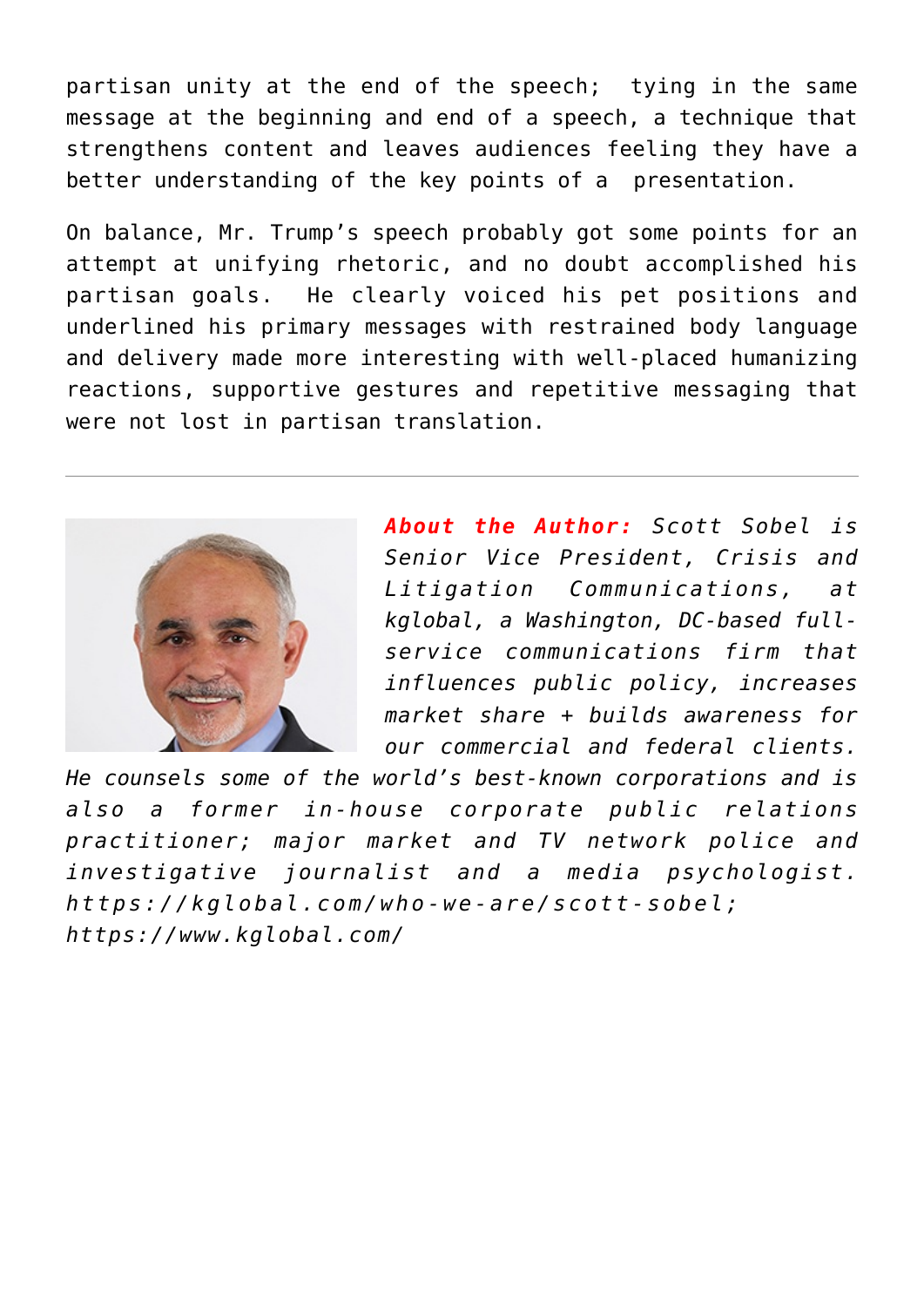partisan unity at the end of the speech;  tying in the same message at the beginning and end of a speech, a technique that strengthens content and leaves audiences feeling they have a better understanding of the key points of a  presentation.

On balance, Mr. Trump's speech probably got some points for an attempt at unifying rhetoric, and no doubt accomplished his partisan goals.  He clearly voiced his pet positions and underlined his primary messages with restrained body language and delivery made more interesting with well-placed humanizing reactions, supportive gestures and repetitive messaging that were not lost in partisan translation.

---

***About the Author:*** *Scott Sobel is Senior Vice President, Crisis and Litigation Communications, at kglobal, a Washington, DC-based full-service communications firm that influences public policy, increases market share + builds awareness for our commercial and federal clients. He counsels some of the world's best-known corporations and is also a former in-house corporate public relations practitioner; major market and TV network police and investigative journalist and a media psychologist. https://kglobal.com/who-we-are/scott-sobel; https://www.kglobal.com/*